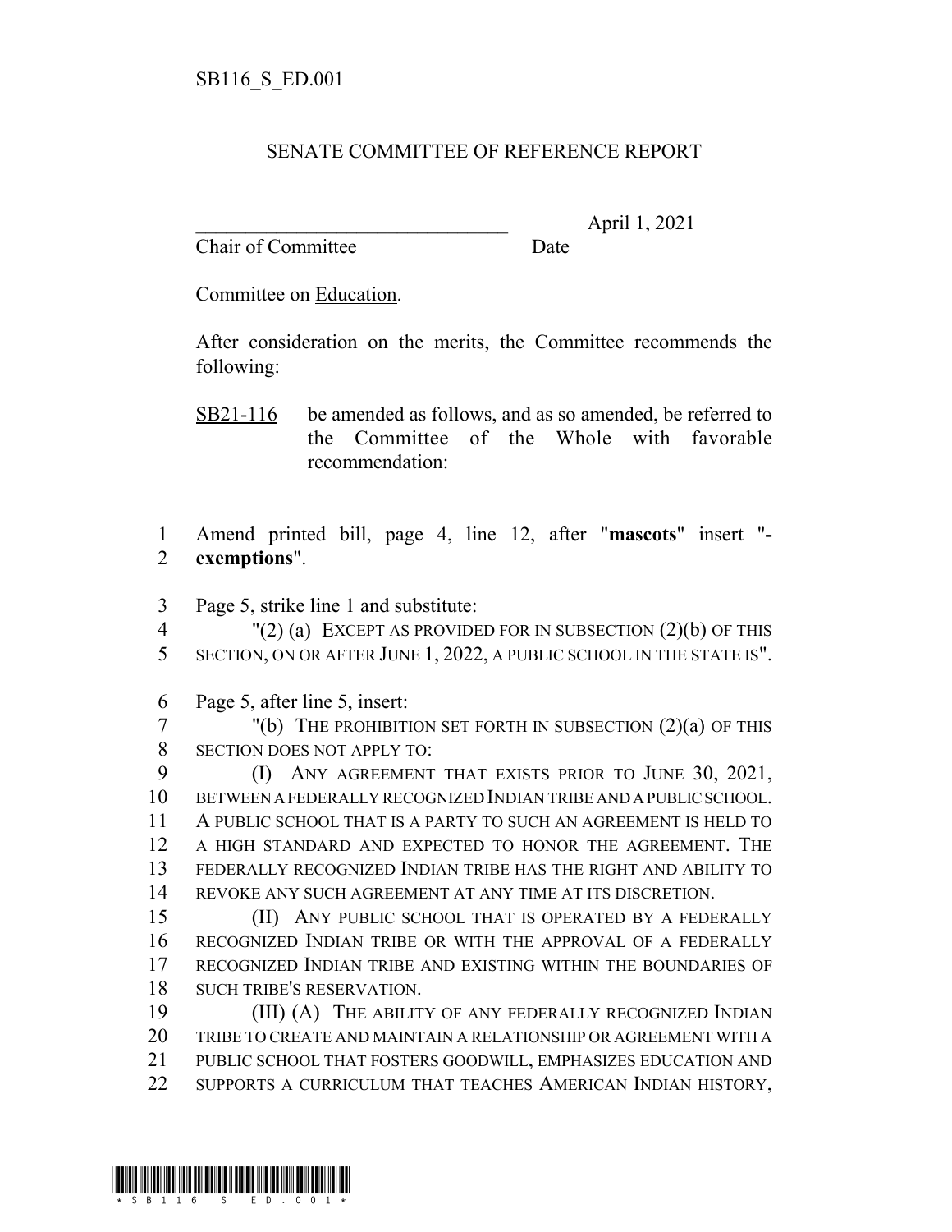SB116_S_ED.001

SENATE COMMITTEE OF REFERENCE REPORT

\_\_\_\_\_\_\_\_\_\_\_\_\_\_\_\_\_\_\_\_\_\_\_\_\_\_\_\_\_\_\_\_ April 1, 2021

Chair of Committee Date

Committee on Education.

After consideration on the merits, the Committee recommends the following:

SB21-116 be amended as follows, and as so amended, be referred to the Committee of the Whole with favorable recommendation:

1 Amend printed bill, page 4, line 12, after "**mascots**" insert "**-**
2 **exemptions**".

3 Page 5, strike line 1 and substitute:
4 "(2) (a) EXCEPT AS PROVIDED FOR IN SUBSECTION (2)(b) OF THIS
5 SECTION, ON OR AFTER JUNE 1, 2022, A PUBLIC SCHOOL IN THE STATE IS".

6 Page 5, after line 5, insert:
7 "(b) THE PROHIBITION SET FORTH IN SUBSECTION (2)(a) OF THIS
8 SECTION DOES NOT APPLY TO:
9 (I) ANY AGREEMENT THAT EXISTS PRIOR TO JUNE 30, 2021,
10 BETWEEN A FEDERALLY RECOGNIZED INDIAN TRIBE AND A PUBLIC SCHOOL.
11 A PUBLIC SCHOOL THAT IS A PARTY TO SUCH AN AGREEMENT IS HELD TO
12 A HIGH STANDARD AND EXPECTED TO HONOR THE AGREEMENT. THE
13 FEDERALLY RECOGNIZED INDIAN TRIBE HAS THE RIGHT AND ABILITY TO
14 REVOKE ANY SUCH AGREEMENT AT ANY TIME AT ITS DISCRETION.
15 (II) ANY PUBLIC SCHOOL THAT IS OPERATED BY A FEDERALLY
16 RECOGNIZED INDIAN TRIBE OR WITH THE APPROVAL OF A FEDERALLY
17 RECOGNIZED INDIAN TRIBE AND EXISTING WITHIN THE BOUNDARIES OF
18 SUCH TRIBE'S RESERVATION.
19 (III) (A) THE ABILITY OF ANY FEDERALLY RECOGNIZED INDIAN
20 TRIBE TO CREATE AND MAINTAIN A RELATIONSHIP OR AGREEMENT WITH A
21 PUBLIC SCHOOL THAT FOSTERS GOODWILL, EMPHASIZES EDUCATION AND
22 SUPPORTS A CURRICULUM THAT TEACHES AMERICAN INDIAN HISTORY,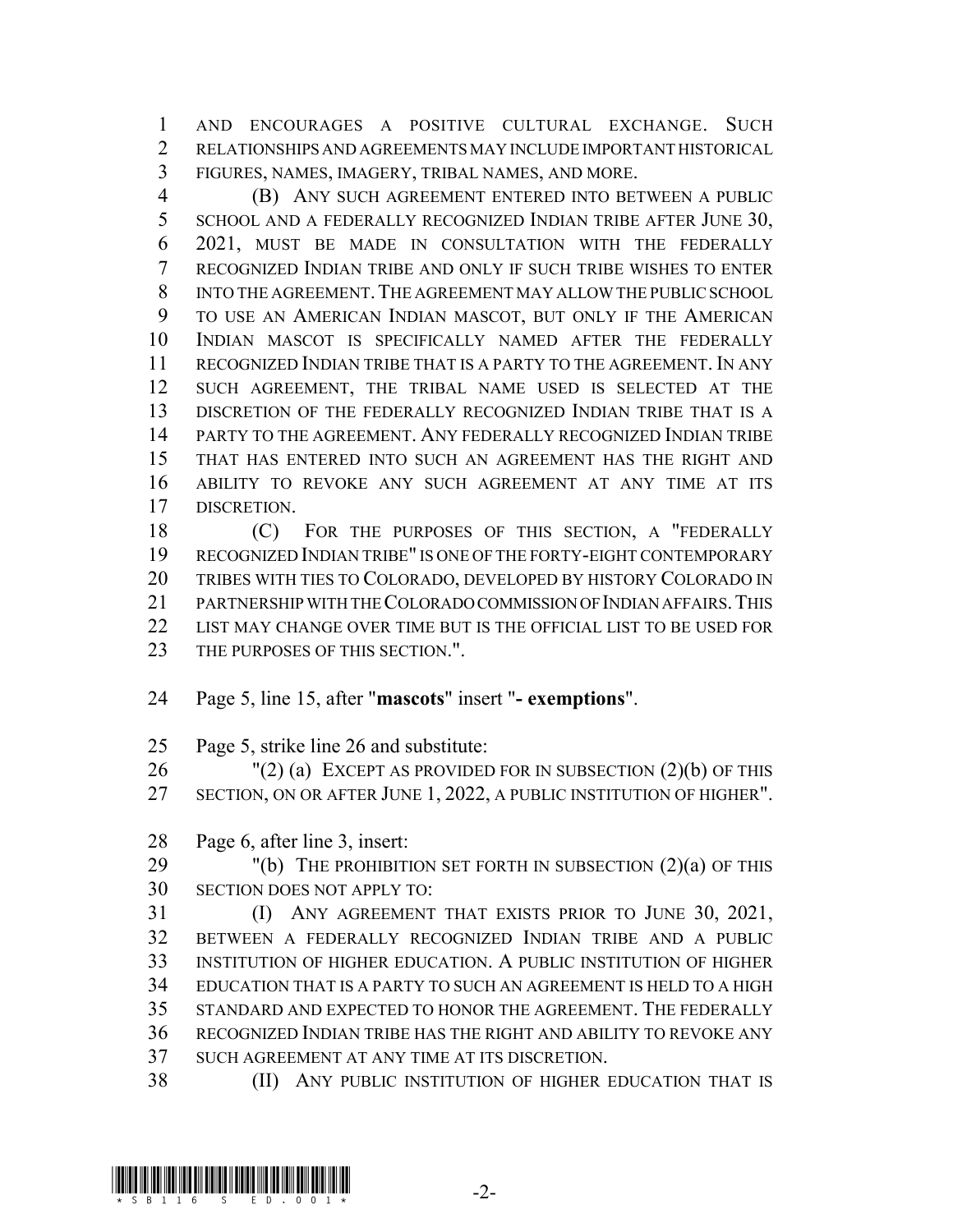AND ENCOURAGES A POSITIVE CULTURAL EXCHANGE. SUCH RELATIONSHIPS AND AGREEMENTS MAY INCLUDE IMPORTANT HISTORICAL FIGURES, NAMES, IMAGERY, TRIBAL NAMES, AND MORE.

(B) ANY SUCH AGREEMENT ENTERED INTO BETWEEN A PUBLIC SCHOOL AND A FEDERALLY RECOGNIZED INDIAN TRIBE AFTER JUNE 30, 2021, MUST BE MADE IN CONSULTATION WITH THE FEDERALLY RECOGNIZED INDIAN TRIBE AND ONLY IF SUCH TRIBE WISHES TO ENTER INTO THE AGREEMENT. THE AGREEMENT MAY ALLOW THE PUBLIC SCHOOL TO USE AN AMERICAN INDIAN MASCOT, BUT ONLY IF THE AMERICAN INDIAN MASCOT IS SPECIFICALLY NAMED AFTER THE FEDERALLY RECOGNIZED INDIAN TRIBE THAT IS A PARTY TO THE AGREEMENT. IN ANY SUCH AGREEMENT, THE TRIBAL NAME USED IS SELECTED AT THE DISCRETION OF THE FEDERALLY RECOGNIZED INDIAN TRIBE THAT IS A PARTY TO THE AGREEMENT. ANY FEDERALLY RECOGNIZED INDIAN TRIBE THAT HAS ENTERED INTO SUCH AN AGREEMENT HAS THE RIGHT AND ABILITY TO REVOKE ANY SUCH AGREEMENT AT ANY TIME AT ITS DISCRETION.

(C) FOR THE PURPOSES OF THIS SECTION, A "FEDERALLY RECOGNIZED INDIAN TRIBE" IS ONE OF THE FORTY-EIGHT CONTEMPORARY TRIBES WITH TIES TO COLORADO, DEVELOPED BY HISTORY COLORADO IN PARTNERSHIP WITH THE COLORADO COMMISSION OF INDIAN AFFAIRS. THIS LIST MAY CHANGE OVER TIME BUT IS THE OFFICIAL LIST TO BE USED FOR THE PURPOSES OF THIS SECTION.".

Page 5, line 15, after "**mascots**" insert "**- exemptions**".

Page 5, strike line 26 and substitute:

"(2) (a) EXCEPT AS PROVIDED FOR IN SUBSECTION (2)(b) OF THIS SECTION, ON OR AFTER JUNE 1, 2022, A PUBLIC INSTITUTION OF HIGHER".

Page 6, after line 3, insert:

"(b) THE PROHIBITION SET FORTH IN SUBSECTION (2)(a) OF THIS SECTION DOES NOT APPLY TO:

(I) ANY AGREEMENT THAT EXISTS PRIOR TO JUNE 30, 2021, BETWEEN A FEDERALLY RECOGNIZED INDIAN TRIBE AND A PUBLIC INSTITUTION OF HIGHER EDUCATION. A PUBLIC INSTITUTION OF HIGHER EDUCATION THAT IS A PARTY TO SUCH AN AGREEMENT IS HELD TO A HIGH STANDARD AND EXPECTED TO HONOR THE AGREEMENT. THE FEDERALLY RECOGNIZED INDIAN TRIBE HAS THE RIGHT AND ABILITY TO REVOKE ANY SUCH AGREEMENT AT ANY TIME AT ITS DISCRETION.

(II) ANY PUBLIC INSTITUTION OF HIGHER EDUCATION THAT IS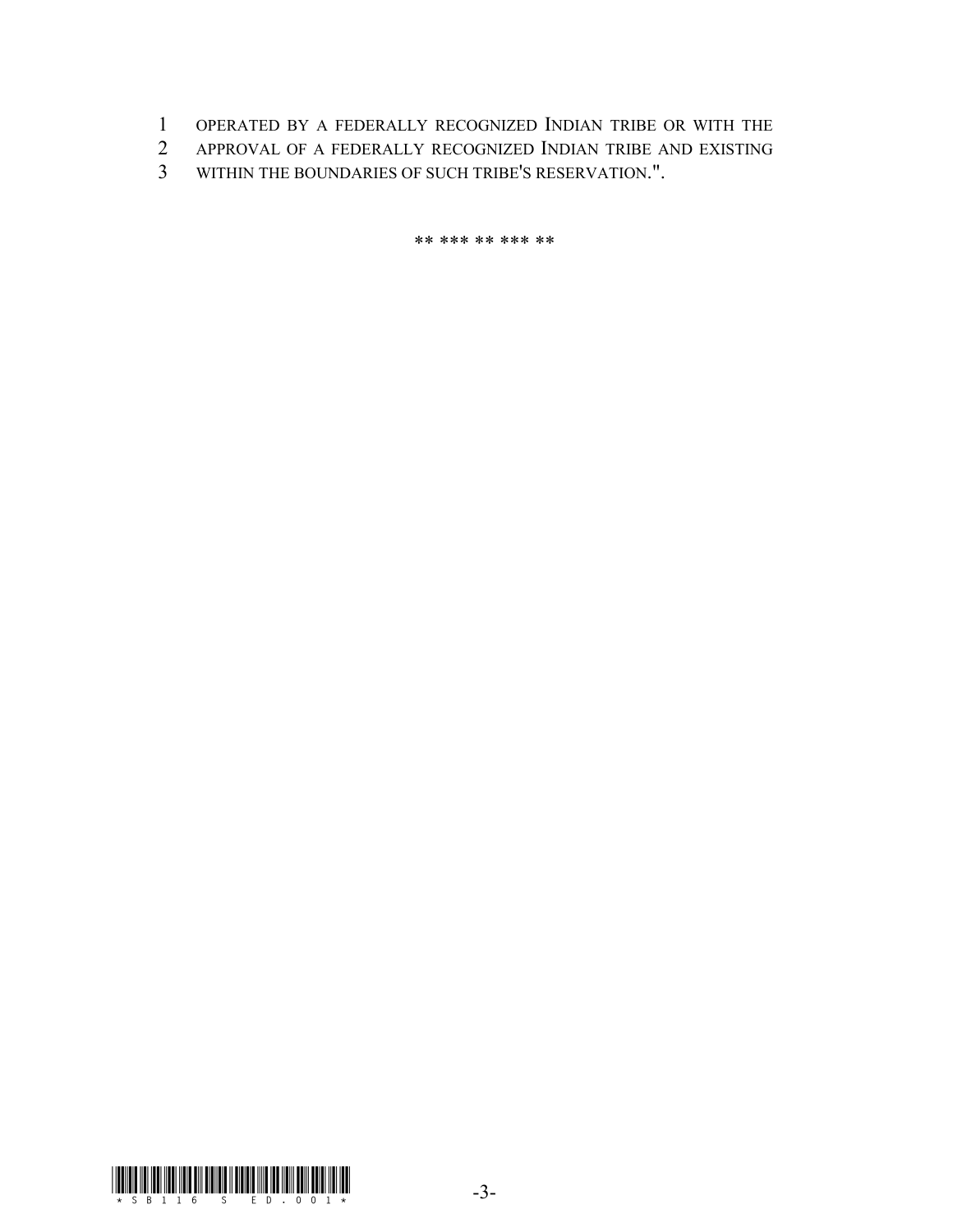1 OPERATED BY A FEDERALLY RECOGNIZED INDIAN TRIBE OR WITH THE
2 APPROVAL OF A FEDERALLY RECOGNIZED INDIAN TRIBE AND EXISTING
3 WITHIN THE BOUNDARIES OF SUCH TRIBE'S RESERVATION.".

** *** ** *** **